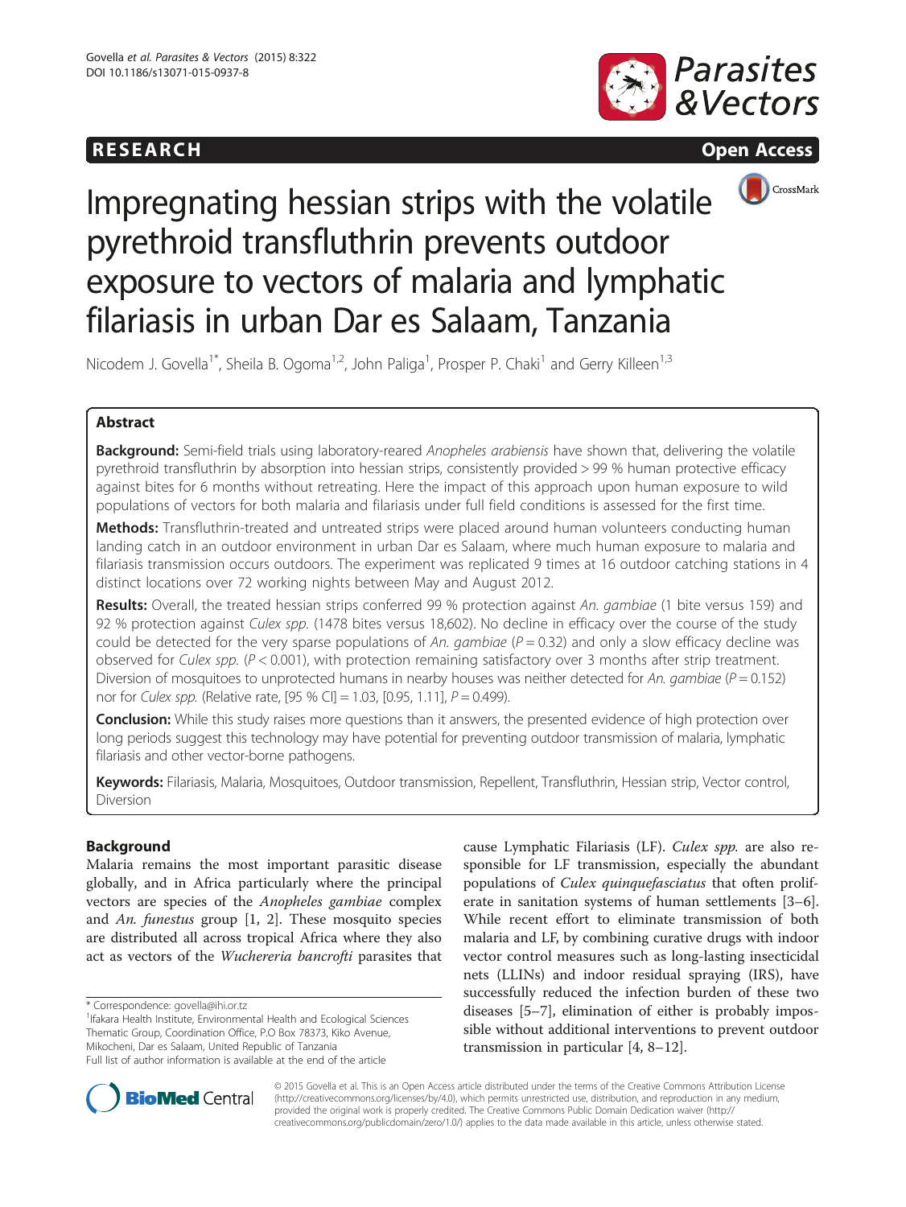RESEARCH Open Access

# Impregnating hessian strips with the volatile pyrethroid transfluthrin prevents outdoor exposure to vectors of malaria and lymphatic filariasis in urban Dar es Salaam, Tanzania

Nicodem J. Govella[1*], Sheila B. Ogoma[1,2], John Paliga[1], Prosper P. Chaki[1] and Gerry Killeen[1,3]

## Abstract

**Background:** Semi-field trials using laboratory-reared *Anopheles arabiensis* have shown that, delivering the volatile pyrethroid transfluthrin by absorption into hessian strips, consistently provided > 99 % human protective efficacy against bites for 6 months without retreating. Here the impact of this approach upon human exposure to wild populations of vectors for both malaria and filariasis under full field conditions is assessed for the first time.

**Methods:** Transfluthrin-treated and untreated strips were placed around human volunteers conducting human landing catch in an outdoor environment in urban Dar es Salaam, where much human exposure to malaria and filariasis transmission occurs outdoors. The experiment was replicated 9 times at 16 outdoor catching stations in 4 distinct locations over 72 working nights between May and August 2012.

**Results:** Overall, the treated hessian strips conferred 99 % protection against *An. gambiae* (1 bite versus 159) and 92 % protection against *Culex spp.* (1478 bites versus 18,602). No decline in efficacy over the course of the study could be detected for the very sparse populations of *An. gambiae* ($P = 0.32$) and only a slow efficacy decline was observed for *Culex spp.* ($P < 0.001$), with protection remaining satisfactory over 3 months after strip treatment. Diversion of mosquitoes to unprotected humans in nearby houses was neither detected for *An. gambiae* ($P = 0.152$) nor for *Culex spp.* (Relative rate, [95 % CI] = 1.03, [0.95, 1.11], $P = 0.499$).

**Conclusion:** While this study raises more questions than it answers, the presented evidence of high protection over long periods suggest this technology may have potential for preventing outdoor transmission of malaria, lymphatic filariasis and other vector-borne pathogens.

**Keywords:** Filariasis, Malaria, Mosquitoes, Outdoor transmission, Repellent, Transfluthrin, Hessian strip, Vector control, Diversion

## Background

Malaria remains the most important parasitic disease globally, and in Africa particularly where the principal vectors are species of the *Anopheles gambiae* complex and *An. funestus* group [1, 2]. These mosquito species are distributed all across tropical Africa where they also act as vectors of the *Wuchereria bancrofti* parasites that cause Lymphatic Filariasis (LF). *Culex spp.* are also responsible for LF transmission, especially the abundant populations of *Culex quinquefasciatus* that often proliferate in sanitation systems of human settlements [3–6]. While recent effort to eliminate transmission of both malaria and LF, by combining curative drugs with indoor vector control measures such as long-lasting insecticidal nets (LLINs) and indoor residual spraying (IRS), have successfully reduced the infection burden of these two diseases [5–7], elimination of either is probably impossible without additional interventions to prevent outdoor transmission in particular [4, 8–12].

\* Correspondence: govella@ihi.or.tz
[1]Ifakara Health Institute, Environmental Health and Ecological Sciences Thematic Group, Coordination Office, P.O Box 78373, Kiko Avenue, Mikocheni, Dar es Salaam, United Republic of Tanzania
Full list of author information is available at the end of the article

© 2015 Govella et al. This is an Open Access article distributed under the terms of the Creative Commons Attribution License (http://creativecommons.org/licenses/by/4.0), which permits unrestricted use, distribution, and reproduction in any medium, provided the original work is properly credited. The Creative Commons Public Domain Dedication waiver (http://creativecommons.org/publicdomain/zero/1.0/) applies to the data made available in this article, unless otherwise stated.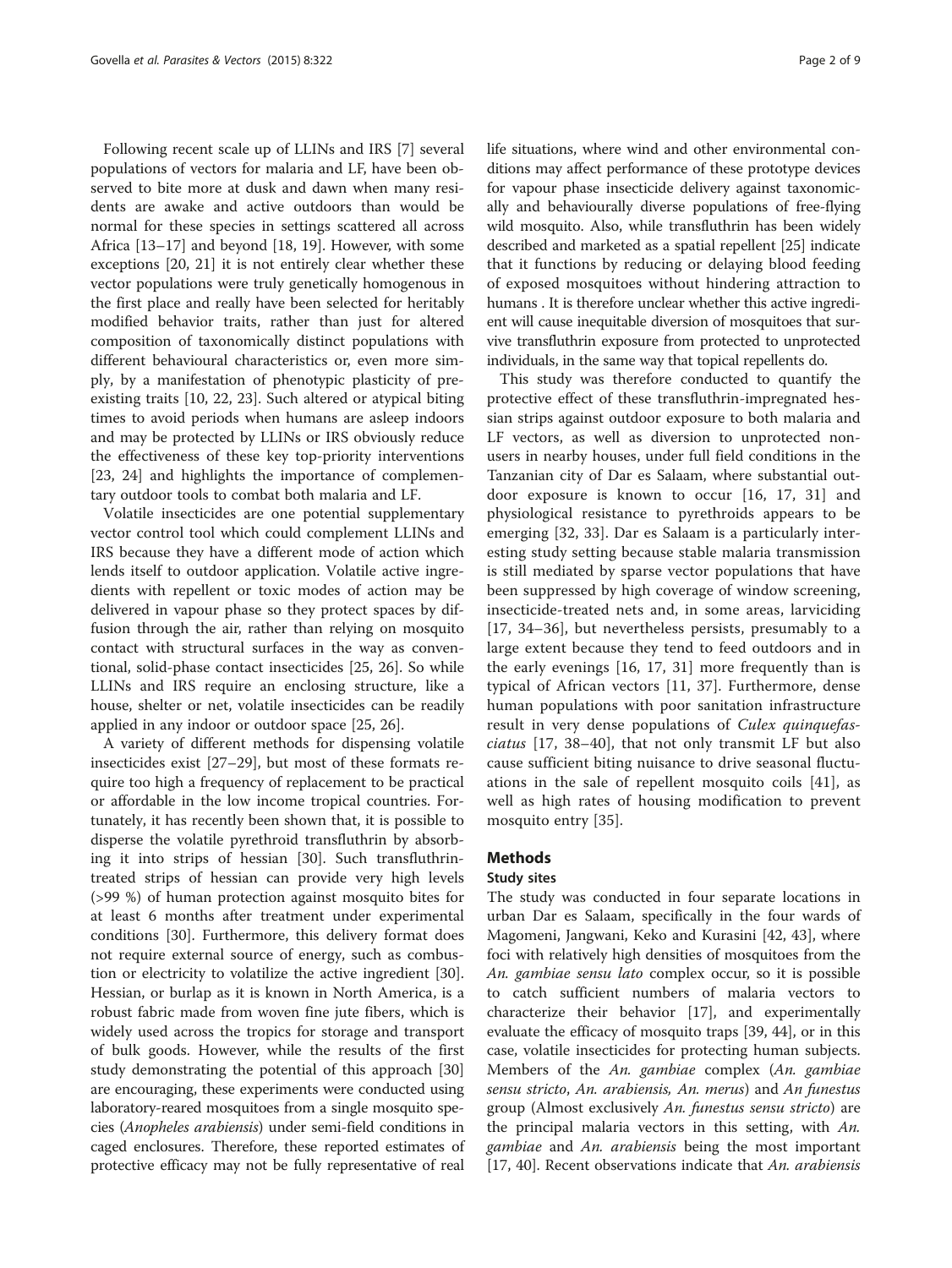Following recent scale up of LLINs and IRS [7] several populations of vectors for malaria and LF, have been observed to bite more at dusk and dawn when many residents are awake and active outdoors than would be normal for these species in settings scattered all across Africa [13–17] and beyond [18, 19]. However, with some exceptions [20, 21] it is not entirely clear whether these vector populations were truly genetically homogenous in the first place and really have been selected for heritably modified behavior traits, rather than just for altered composition of taxonomically distinct populations with different behavioural characteristics or, even more simply, by a manifestation of phenotypic plasticity of pre-existing traits [10, 22, 23]. Such altered or atypical biting times to avoid periods when humans are asleep indoors and may be protected by LLINs or IRS obviously reduce the effectiveness of these key top-priority interventions [23, 24] and highlights the importance of complementary outdoor tools to combat both malaria and LF.

Volatile insecticides are one potential supplementary vector control tool which could complement LLINs and IRS because they have a different mode of action which lends itself to outdoor application. Volatile active ingredients with repellent or toxic modes of action may be delivered in vapour phase so they protect spaces by diffusion through the air, rather than relying on mosquito contact with structural surfaces in the way as conventional, solid-phase contact insecticides [25, 26]. So while LLINs and IRS require an enclosing structure, like a house, shelter or net, volatile insecticides can be readily applied in any indoor or outdoor space [25, 26].

A variety of different methods for dispensing volatile insecticides exist [27–29], but most of these formats require too high a frequency of replacement to be practical or affordable in the low income tropical countries. Fortunately, it has recently been shown that, it is possible to disperse the volatile pyrethroid transfluthrin by absorbing it into strips of hessian [30]. Such transfluthrin-treated strips of hessian can provide very high levels (>99 %) of human protection against mosquito bites for at least 6 months after treatment under experimental conditions [30]. Furthermore, this delivery format does not require external source of energy, such as combustion or electricity to volatilize the active ingredient [30]. Hessian, or burlap as it is known in North America, is a robust fabric made from woven fine jute fibers, which is widely used across the tropics for storage and transport of bulk goods. However, while the results of the first study demonstrating the potential of this approach [30] are encouraging, these experiments were conducted using laboratory-reared mosquitoes from a single mosquito species (*Anopheles arabiensis*) under semi-field conditions in caged enclosures. Therefore, these reported estimates of protective efficacy may not be fully representative of real life situations, where wind and other environmental conditions may affect performance of these prototype devices for vapour phase insecticide delivery against taxonomically and behaviourally diverse populations of free-flying wild mosquito. Also, while transfluthrin has been widely described and marketed as a spatial repellent [25] indicate that it functions by reducing or delaying blood feeding of exposed mosquitoes without hindering attraction to humans . It is therefore unclear whether this active ingredient will cause inequitable diversion of mosquitoes that survive transfluthrin exposure from protected to unprotected individuals, in the same way that topical repellents do.

This study was therefore conducted to quantify the protective effect of these transfluthrin-impregnated hessian strips against outdoor exposure to both malaria and LF vectors, as well as diversion to unprotected non-users in nearby houses, under full field conditions in the Tanzanian city of Dar es Salaam, where substantial outdoor exposure is known to occur [16, 17, 31] and physiological resistance to pyrethroids appears to be emerging [32, 33]. Dar es Salaam is a particularly interesting study setting because stable malaria transmission is still mediated by sparse vector populations that have been suppressed by high coverage of window screening, insecticide-treated nets and, in some areas, larviciding [17, 34–36], but nevertheless persists, presumably to a large extent because they tend to feed outdoors and in the early evenings [16, 17, 31] more frequently than is typical of African vectors [11, 37]. Furthermore, dense human populations with poor sanitation infrastructure result in very dense populations of *Culex quinquefasciatus* [17, 38–40], that not only transmit LF but also cause sufficient biting nuisance to drive seasonal fluctuations in the sale of repellent mosquito coils [41], as well as high rates of housing modification to prevent mosquito entry [35].

## Methods

### Study sites

The study was conducted in four separate locations in urban Dar es Salaam, specifically in the four wards of Magomeni, Jangwani, Keko and Kurasini [42, 43], where foci with relatively high densities of mosquitoes from the *An. gambiae sensu lato* complex occur, so it is possible to catch sufficient numbers of malaria vectors to characterize their behavior [17], and experimentally evaluate the efficacy of mosquito traps [39, 44], or in this case, volatile insecticides for protecting human subjects. Members of the *An. gambiae* complex (*An. gambiae sensu stricto*, *An. arabiensis, An. merus*) and *An funestus* group (Almost exclusively *An. funestus sensu stricto*) are the principal malaria vectors in this setting, with *An. gambiae* and *An. arabiensis* being the most important [17, 40]. Recent observations indicate that *An. arabiensis*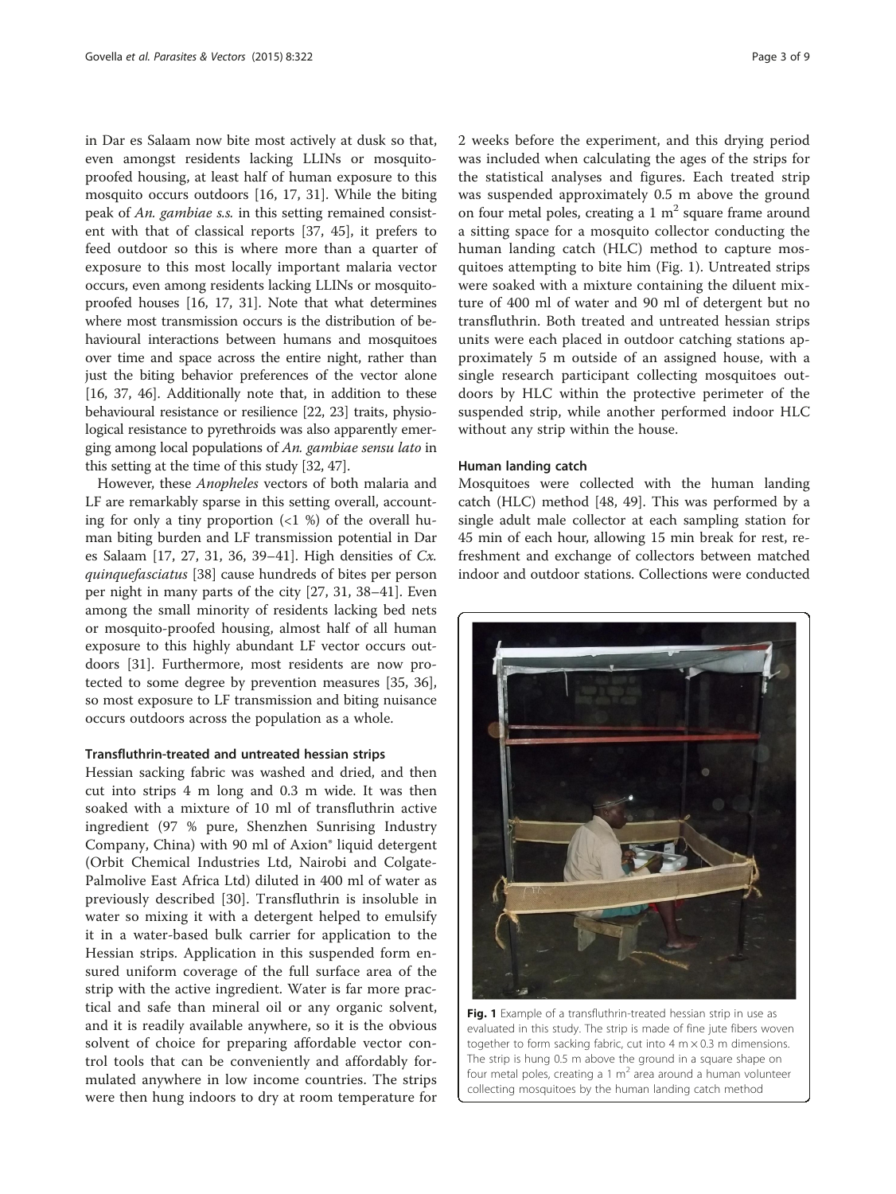in Dar es Salaam now bite most actively at dusk so that, even amongst residents lacking LLINs or mosquito-proofed housing, at least half of human exposure to this mosquito occurs outdoors [16, 17, 31]. While the biting peak of *An. gambiae s.s.* in this setting remained consistent with that of classical reports [37, 45], it prefers to feed outdoor so this is where more than a quarter of exposure to this most locally important malaria vector occurs, even among residents lacking LLINs or mosquito-proofed houses [16, 17, 31]. Note that what determines where most transmission occurs is the distribution of behavioural interactions between humans and mosquitoes over time and space across the entire night, rather than just the biting behavior preferences of the vector alone [16, 37, 46]. Additionally note that, in addition to these behavioural resistance or resilience [22, 23] traits, physiological resistance to pyrethroids was also apparently emerging among local populations of *An. gambiae sensu lato* in this setting at the time of this study [32, 47].

However, these *Anopheles* vectors of both malaria and LF are remarkably sparse in this setting overall, accounting for only a tiny proportion (<1 %) of the overall human biting burden and LF transmission potential in Dar es Salaam [17, 27, 31, 36, 39–41]. High densities of *Cx. quinquefasciatus* [38] cause hundreds of bites per person per night in many parts of the city [27, 31, 38–41]. Even among the small minority of residents lacking bed nets or mosquito-proofed housing, almost half of all human exposure to this highly abundant LF vector occurs outdoors [31]. Furthermore, most residents are now protected to some degree by prevention measures [35, 36], so most exposure to LF transmission and biting nuisance occurs outdoors across the population as a whole.

#### Transfluthrin-treated and untreated hessian strips

Hessian sacking fabric was washed and dried, and then cut into strips 4 m long and 0.3 m wide. It was then soaked with a mixture of 10 ml of transfluthrin active ingredient (97 % pure, Shenzhen Sunrising Industry Company, China) with 90 ml of Axion® liquid detergent (Orbit Chemical Industries Ltd, Nairobi and Colgate-Palmolive East Africa Ltd) diluted in 400 ml of water as previously described [30]. Transfluthrin is insoluble in water so mixing it with a detergent helped to emulsify it in a water-based bulk carrier for application to the Hessian strips. Application in this suspended form ensured uniform coverage of the full surface area of the strip with the active ingredient. Water is far more practical and safe than mineral oil or any organic solvent, and it is readily available anywhere, so it is the obvious solvent of choice for preparing affordable vector control tools that can be conveniently and affordably formulated anywhere in low income countries. The strips were then hung indoors to dry at room temperature for 2 weeks before the experiment, and this drying period was included when calculating the ages of the strips for the statistical analyses and figures. Each treated strip was suspended approximately 0.5 m above the ground on four metal poles, creating a 1 m$^2$ square frame around a sitting space for a mosquito collector conducting the human landing catch (HLC) method to capture mosquitoes attempting to bite him (Fig. 1). Untreated strips were soaked with a mixture containing the diluent mixture of 400 ml of water and 90 ml of detergent but no transfluthrin. Both treated and untreated hessian strips units were each placed in outdoor catching stations approximately 5 m outside of an assigned house, with a single research participant collecting mosquitoes outdoors by HLC within the protective perimeter of the suspended strip, while another performed indoor HLC without any strip within the house.

#### Human landing catch

Mosquitoes were collected with the human landing catch (HLC) method [48, 49]. This was performed by a single adult male collector at each sampling station for 45 min of each hour, allowing 15 min break for rest, refreshment and exchange of collectors between matched indoor and outdoor stations. Collections were conducted

**Fig. 1** Example of a transfluthrin-treated hessian strip in use as evaluated in this study. The strip is made of fine jute fibers woven together to form sacking fabric, cut into 4 m × 0.3 m dimensions. The strip is hung 0.5 m above the ground in a square shape on four metal poles, creating a 1 m$^2$ area around a human volunteer collecting mosquitoes by the human landing catch method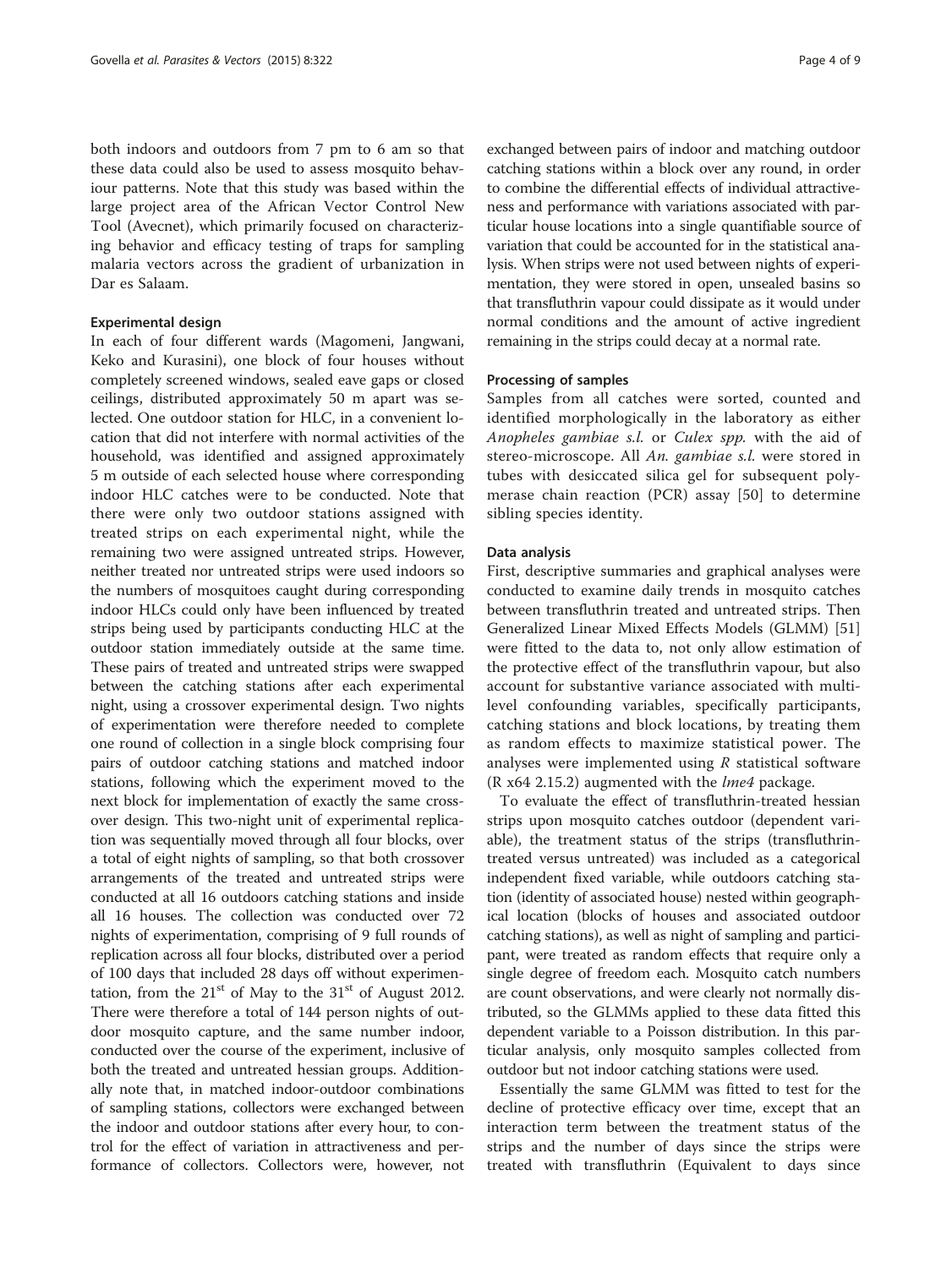both indoors and outdoors from 7 pm to 6 am so that these data could also be used to assess mosquito behaviour patterns. Note that this study was based within the large project area of the African Vector Control New Tool (Avecnet), which primarily focused on characterizing behavior and efficacy testing of traps for sampling malaria vectors across the gradient of urbanization in Dar es Salaam.

### Experimental design

In each of four different wards (Magomeni, Jangwani, Keko and Kurasini), one block of four houses without completely screened windows, sealed eave gaps or closed ceilings, distributed approximately 50 m apart was selected. One outdoor station for HLC, in a convenient location that did not interfere with normal activities of the household, was identified and assigned approximately 5 m outside of each selected house where corresponding indoor HLC catches were to be conducted. Note that there were only two outdoor stations assigned with treated strips on each experimental night, while the remaining two were assigned untreated strips. However, neither treated nor untreated strips were used indoors so the numbers of mosquitoes caught during corresponding indoor HLCs could only have been influenced by treated strips being used by participants conducting HLC at the outdoor station immediately outside at the same time. These pairs of treated and untreated strips were swapped between the catching stations after each experimental night, using a crossover experimental design. Two nights of experimentation were therefore needed to complete one round of collection in a single block comprising four pairs of outdoor catching stations and matched indoor stations, following which the experiment moved to the next block for implementation of exactly the same crossover design. This two-night unit of experimental replication was sequentially moved through all four blocks, over a total of eight nights of sampling, so that both crossover arrangements of the treated and untreated strips were conducted at all 16 outdoors catching stations and inside all 16 houses. The collection was conducted over 72 nights of experimentation, comprising of 9 full rounds of replication across all four blocks, distributed over a period of 100 days that included 28 days off without experimentation, from the 21[st] of May to the 31[st] of August 2012. There were therefore a total of 144 person nights of outdoor mosquito capture, and the same number indoor, conducted over the course of the experiment, inclusive of both the treated and untreated hessian groups. Additionally note that, in matched indoor-outdoor combinations of sampling stations, collectors were exchanged between the indoor and outdoor stations after every hour, to control for the effect of variation in attractiveness and performance of collectors. Collectors were, however, not exchanged between pairs of indoor and matching outdoor catching stations within a block over any round, in order to combine the differential effects of individual attractiveness and performance with variations associated with particular house locations into a single quantifiable source of variation that could be accounted for in the statistical analysis. When strips were not used between nights of experimentation, they were stored in open, unsealed basins so that transfluthrin vapour could dissipate as it would under normal conditions and the amount of active ingredient remaining in the strips could decay at a normal rate.

### Processing of samples

Samples from all catches were sorted, counted and identified morphologically in the laboratory as either *Anopheles gambiae s.l.* or *Culex spp.* with the aid of stereo-microscope. All *An. gambiae s.l.* were stored in tubes with desiccated silica gel for subsequent polymerase chain reaction (PCR) assay [50] to determine sibling species identity.

### Data analysis

First, descriptive summaries and graphical analyses were conducted to examine daily trends in mosquito catches between transfluthrin treated and untreated strips. Then Generalized Linear Mixed Effects Models (GLMM) [51] were fitted to the data to, not only allow estimation of the protective effect of the transfluthrin vapour, but also account for substantive variance associated with multilevel confounding variables, specifically participants, catching stations and block locations, by treating them as random effects to maximize statistical power. The analyses were implemented using *R* statistical software (R x64 2.15.2) augmented with the *lme4* package.

To evaluate the effect of transfluthrin-treated hessian strips upon mosquito catches outdoor (dependent variable), the treatment status of the strips (transfluthrin-treated versus untreated) was included as a categorical independent fixed variable, while outdoors catching station (identity of associated house) nested within geographical location (blocks of houses and associated outdoor catching stations), as well as night of sampling and participant, were treated as random effects that require only a single degree of freedom each. Mosquito catch numbers are count observations, and were clearly not normally distributed, so the GLMMs applied to these data fitted this dependent variable to a Poisson distribution. In this particular analysis, only mosquito samples collected from outdoor but not indoor catching stations were used.

Essentially the same GLMM was fitted to test for the decline of protective efficacy over time, except that an interaction term between the treatment status of the strips and the number of days since the strips were treated with transfluthrin (Equivalent to days since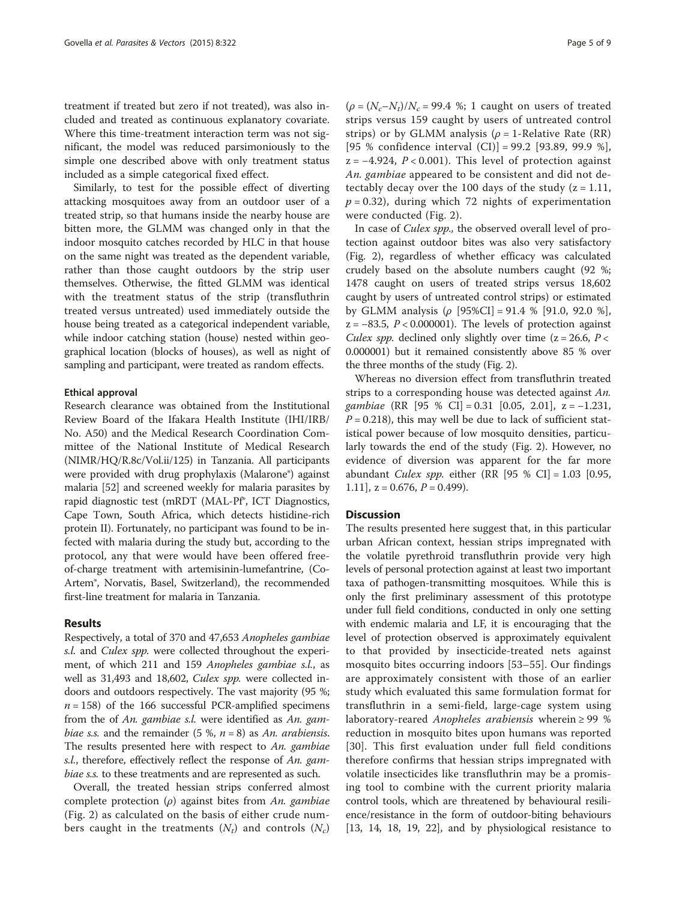treatment if treated but zero if not treated), was also included and treated as continuous explanatory covariate. Where this time-treatment interaction term was not significant, the model was reduced parsimoniously to the simple one described above with only treatment status included as a simple categorical fixed effect.

Similarly, to test for the possible effect of diverting attacking mosquitoes away from an outdoor user of a treated strip, so that humans inside the nearby house are bitten more, the GLMM was changed only in that the indoor mosquito catches recorded by HLC in that house on the same night was treated as the dependent variable, rather than those caught outdoors by the strip user themselves. Otherwise, the fitted GLMM was identical with the treatment status of the strip (transfluthrin treated versus untreated) used immediately outside the house being treated as a categorical independent variable, while indoor catching station (house) nested within geographical location (blocks of houses), as well as night of sampling and participant, were treated as random effects.

#### Ethical approval

Research clearance was obtained from the Institutional Review Board of the Ifakara Health Institute (IHI/IRB/No. A50) and the Medical Research Coordination Committee of the National Institute of Medical Research (NIMR/HQ/R.8c/Vol.ii/125) in Tanzania. All participants were provided with drug prophylaxis (Malarone®) against malaria [52] and screened weekly for malaria parasites by rapid diagnostic test (mRDT (MAL-Pf®, ICT Diagnostics, Cape Town, South Africa, which detects histidine-rich protein II). Fortunately, no participant was found to be infected with malaria during the study but, according to the protocol, any that were would have been offered free-of-charge treatment with artemisinin-lumefantrine, (Co-Artem®, Norvatis, Basel, Switzerland), the recommended first-line treatment for malaria in Tanzania.

## Results

Respectively, a total of 370 and 47,653 *Anopheles gambiae s.l.* and *Culex spp.* were collected throughout the experiment, of which 211 and 159 *Anopheles gambiae s.l.*, as well as 31,493 and 18,602, *Culex spp.* were collected indoors and outdoors respectively. The vast majority (95 %; $n = 158$) of the 166 successful PCR-amplified specimens from the of *An. gambiae s.l.* were identified as *An. gambiae s.s.* and the remainder (5 %, $n = 8$) as *An. arabiensis*. The results presented here with respect to *An. gambiae s.l.*, therefore, effectively reflect the response of *An. gambiae s.s.* to these treatments and are represented as such.

Overall, the treated hessian strips conferred almost complete protection ($\rho$) against bites from *An. gambiae* (Fig. 2) as calculated on the basis of either crude numbers caught in the treatments ($N_t$) and controls ($N_c$) ($\rho = (N_c - N_t)/N_c = 99.4$ %; 1 caught on users of treated strips versus 159 caught by users of untreated control strips) or by GLMM analysis ($\rho$ = 1-Relative Rate (RR) [95 % confidence interval (CI)] = 99.2 [93.89, 99.9 %], $z = -4.924$, $P < 0.001$). This level of protection against *An. gambiae* appeared to be consistent and did not detectably decay over the 100 days of the study ($z = 1.11$, $p = 0.32$), during which 72 nights of experimentation were conducted (Fig. 2).

In case of *Culex spp.*, the observed overall level of protection against outdoor bites was also very satisfactory (Fig. 2), regardless of whether efficacy was calculated crudely based on the absolute numbers caught (92 %; 1478 caught on users of treated strips versus 18,602 caught by users of untreated control strips) or estimated by GLMM analysis ($\rho$ [95%CI] = 91.4 % [91.0, 92.0 %], $z = -83.5$, $P < 0.000001$). The levels of protection against *Culex spp.* declined only slightly over time ($z = 26.6$, $P < 0.000001$) but it remained consistently above 85 % over the three months of the study (Fig. 2).

Whereas no diversion effect from transfluthrin treated strips to a corresponding house was detected against *An. gambiae* (RR [95 % CI] = 0.31 [0.05, 2.01], $z = -1.231$, $P = 0.218$), this may well be due to lack of sufficient statistical power because of low mosquito densities, particularly towards the end of the study (Fig. 2). However, no evidence of diversion was apparent for the far more abundant *Culex spp.* either (RR [95 % CI] = 1.03 [0.95, 1.11], $z = 0.676$, $P = 0.499$).

## Discussion

The results presented here suggest that, in this particular urban African context, hessian strips impregnated with the volatile pyrethroid transfluthrin provide very high levels of personal protection against at least two important taxa of pathogen-transmitting mosquitoes. While this is only the first preliminary assessment of this prototype under full field conditions, conducted in only one setting with endemic malaria and LF, it is encouraging that the level of protection observed is approximately equivalent to that provided by insecticide-treated nets against mosquito bites occurring indoors [53–55]. Our findings are approximately consistent with those of an earlier study which evaluated this same formulation format for transfluthrin in a semi-field, large-cage system using laboratory-reared *Anopheles arabiensis* wherein ≥ 99 % reduction in mosquito bites upon humans was reported [30]. This first evaluation under full field conditions therefore confirms that hessian strips impregnated with volatile insecticides like transfluthrin may be a promising tool to combine with the current priority malaria control tools, which are threatened by behavioural resilience/resistance in the form of outdoor-biting behaviours [13, 14, 18, 19, 22], and by physiological resistance to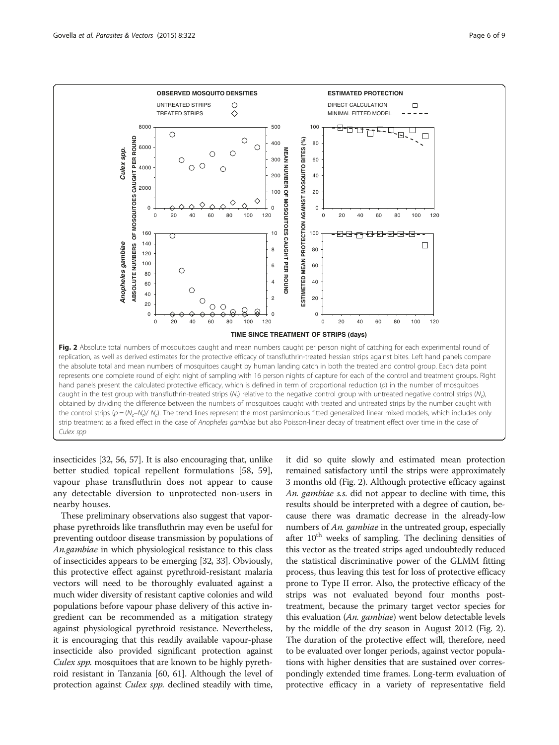**Fig. 2** Absolute total numbers of mosquitoes caught and mean numbers caught per person night of catching for each experimental round of replication, as well as derived estimates for the protective efficacy of transfluthrin-treated hessian strips against bites. Left hand panels compare the absolute total and mean numbers of mosquitoes caught by human landing catch in both the treated and control group. Each data point represents one complete round of eight night of sampling with 16 person nights of capture for each of the control and treatment groups. Right hand panels present the calculated protective efficacy, which is defined in term of proportional reduction ($\rho$) in the number of mosquitoes caught in the test group with transfluthrin-treated strips ($N_t$) relative to the negative control group with untreated negative control strips ($N_c$), obtained by dividing the difference between the numbers of mosquitoes caught with treated and untreated strips by the number caught with the control strips ($\rho = (N_c - N_t)/N_c$). The trend lines represent the most parsimonious fitted generalized linear mixed models, which includes only strip treatment as a fixed effect in the case of *Anopheles gambiae* but also Poisson-linear decay of treatment effect over time in the case of *Culex spp*

insecticides [32, 56, 57]. It is also encouraging that, unlike better studied topical repellent formulations [58, 59], vapour phase transfluthrin does not appear to cause any detectable diversion to unprotected non-users in nearby houses.

These preliminary observations also suggest that vapor-phase pyrethroids like transfluthrin may even be useful for preventing outdoor disease transmission by populations of *An.gambiae* in which physiological resistance to this class of insecticides appears to be emerging [32, 33]. Obviously, this protective effect against pyrethroid-resistant malaria vectors will need to be thoroughly evaluated against a much wider diversity of resistant captive colonies and wild populations before vapour phase delivery of this active ingredient can be recommended as a mitigation strategy against physiological pyrethroid resistance. Nevertheless, it is encouraging that this readily available vapour-phase insecticide also provided significant protection against *Culex spp.* mosquitoes that are known to be highly pyrethroid resistant in Tanzania [60, 61]. Although the level of protection against *Culex spp.* declined steadily with time, it did so quite slowly and estimated mean protection remained satisfactory until the strips were approximately 3 months old (Fig. 2). Although protective efficacy against *An. gambiae s.s.* did not appear to decline with time, this results should be interpreted with a degree of caution, because there was dramatic decrease in the already-low numbers of *An. gambiae* in the untreated group, especially after 10th weeks of sampling. The declining densities of this vector as the treated strips aged undoubtedly reduced the statistical discriminative power of the GLMM fitting process, thus leaving this test for loss of protective efficacy prone to Type II error. Also, the protective efficacy of the strips was not evaluated beyond four months post-treatment, because the primary target vector species for this evaluation (*An. gambiae*) went below detectable levels by the middle of the dry season in August 2012 (Fig. 2). The duration of the protective effect will, therefore, need to be evaluated over longer periods, against vector populations with higher densities that are sustained over correspondingly extended time frames. Long-term evaluation of protective efficacy in a variety of representative field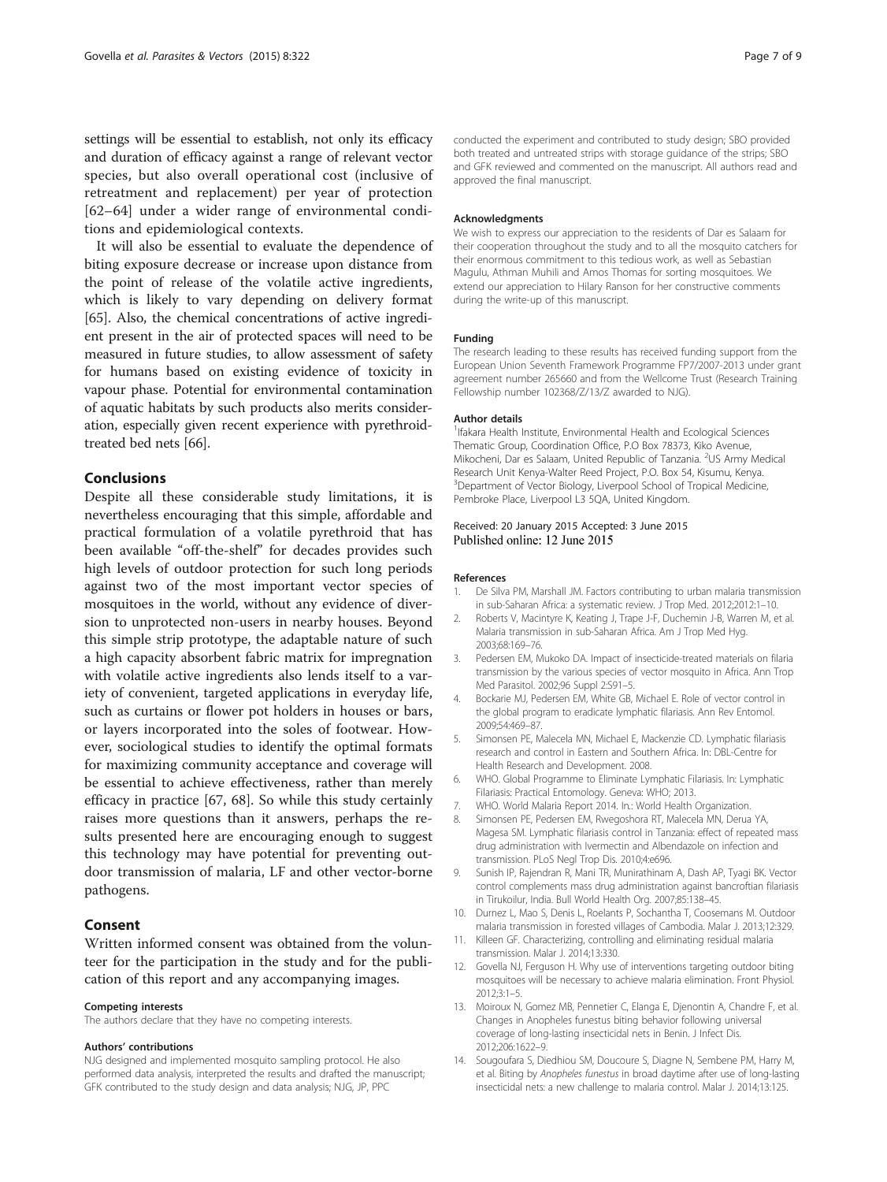settings will be essential to establish, not only its efficacy and duration of efficacy against a range of relevant vector species, but also overall operational cost (inclusive of retreatment and replacement) per year of protection [62–64] under a wider range of environmental conditions and epidemiological contexts.

It will also be essential to evaluate the dependence of biting exposure decrease or increase upon distance from the point of release of the volatile active ingredients, which is likely to vary depending on delivery format [65]. Also, the chemical concentrations of active ingredient present in the air of protected spaces will need to be measured in future studies, to allow assessment of safety for humans based on existing evidence of toxicity in vapour phase. Potential for environmental contamination of aquatic habitats by such products also merits consideration, especially given recent experience with pyrethroid-treated bed nets [66].

## Conclusions

Despite all these considerable study limitations, it is nevertheless encouraging that this simple, affordable and practical formulation of a volatile pyrethroid that has been available "off-the-shelf" for decades provides such high levels of outdoor protection for such long periods against two of the most important vector species of mosquitoes in the world, without any evidence of diversion to unprotected non-users in nearby houses. Beyond this simple strip prototype, the adaptable nature of such a high capacity absorbent fabric matrix for impregnation with volatile active ingredients also lends itself to a variety of convenient, targeted applications in everyday life, such as curtains or flower pot holders in houses or bars, or layers incorporated into the soles of footwear. However, sociological studies to identify the optimal formats for maximizing community acceptance and coverage will be essential to achieve effectiveness, rather than merely efficacy in practice [67, 68]. So while this study certainly raises more questions than it answers, perhaps the results presented here are encouraging enough to suggest this technology may have potential for preventing outdoor transmission of malaria, LF and other vector-borne pathogens.

## Consent

Written informed consent was obtained from the volunteer for the participation in the study and for the publication of this report and any accompanying images.

#### Competing interests

The authors declare that they have no competing interests.

#### Authors' contributions

NJG designed and implemented mosquito sampling protocol. He also performed data analysis, interpreted the results and drafted the manuscript; GFK contributed to the study design and data analysis; NJG, JP, PPC conducted the experiment and contributed to study design; SBO provided both treated and untreated strips with storage guidance of the strips; SBO and GFK reviewed and commented on the manuscript. All authors read and approved the final manuscript.

#### Acknowledgments

We wish to express our appreciation to the residents of Dar es Salaam for their cooperation throughout the study and to all the mosquito catchers for their enormous commitment to this tedious work, as well as Sebastian Magulu, Athman Muhili and Amos Thomas for sorting mosquitoes. We extend our appreciation to Hilary Ranson for her constructive comments during the write-up of this manuscript.

#### Funding

The research leading to these results has received funding support from the European Union Seventh Framework Programme FP7/2007-2013 under grant agreement number 265660 and from the Wellcome Trust (Research Training Fellowship number 102368/Z/13/Z awarded to NJG).

#### Author details

[1]Ifakara Health Institute, Environmental Health and Ecological Sciences Thematic Group, Coordination Office, P.O Box 78373, Kiko Avenue, Mikocheni, Dar es Salaam, United Republic of Tanzania. [2]US Army Medical Research Unit Kenya-Walter Reed Project, P.O. Box 54, Kisumu, Kenya. [3]Department of Vector Biology, Liverpool School of Tropical Medicine, Pembroke Place, Liverpool L3 5QA, United Kingdom.

Received: 20 January 2015 Accepted: 3 June 2015
Published online: 12 June 2015

#### References

1. De Silva PM, Marshall JM. Factors contributing to urban malaria transmission in sub-Saharan Africa: a systematic review. J Trop Med. 2012;2012:1–10.
2. Roberts V, Macintyre K, Keating J, Trape J-F, Duchemin J-B, Warren M, et al. Malaria transmission in sub-Saharan Africa. Am J Trop Med Hyg. 2003;68:169–76.
3. Pedersen EM, Mukoko DA. Impact of insecticide-treated materials on filaria transmission by the various species of vector mosquito in Africa. Ann Trop Med Parasitol. 2002;96 Suppl 2:S91–5.
4. Bockarie MJ, Pedersen EM, White GB, Michael E. Role of vector control in the global program to eradicate lymphatic filariasis. Ann Rev Entomol. 2009;54:469–87.
5. Simonsen PE, Malecela MN, Michael E, Mackenzie CD. Lymphatic filariasis research and control in Eastern and Southern Africa. In: DBL-Centre for Health Research and Development. 2008.
6. WHO. Global Programme to Eliminate Lymphatic Filariasis. In: Lymphatic Filariasis: Practical Entomology. Geneva: WHO; 2013.
7. WHO. World Malaria Report 2014. In.: World Health Organization.
8. Simonsen PE, Pedersen EM, Rwegoshora RT, Malecela MN, Derua YA, Magesa SM. Lymphatic filariasis control in Tanzania: effect of repeated mass drug administration with Ivermectin and Albendazole on infection and transmission. PLoS Negl Trop Dis. 2010;4:e696.
9. Sunish IP, Rajendran R, Mani TR, Munirathinam A, Dash AP, Tyagi BK. Vector control complements mass drug administration against bancroftian filariasis in Tirukoilur, India. Bull World Health Org. 2007;85:138–45.
10. Durnez L, Mao S, Denis L, Roelants P, Sochantha T, Coosemans M. Outdoor malaria transmission in forested villages of Cambodia. Malar J. 2013;12:329.
11. Killeen GF. Characterizing, controlling and eliminating residual malaria transmission. Malar J. 2014;13:330.
12. Govella NJ, Ferguson H. Why use of interventions targeting outdoor biting mosquitoes will be necessary to achieve malaria elimination. Front Physiol. 2012;3:1–5.
13. Moiroux N, Gomez MB, Pennetier C, Elanga E, Djenontin A, Chandre F, et al. Changes in Anopheles funestus biting behavior following universal coverage of long-lasting insecticidal nets in Benin. J Infect Dis. 2012;206:1622–9.
14. Sougoufara S, Diedhiou SM, Doucoure S, Diagne N, Sembene PM, Harry M, et al. Biting by *Anopheles funestus* in broad daytime after use of long-lasting insecticidal nets: a new challenge to malaria control. Malar J. 2014;13:125.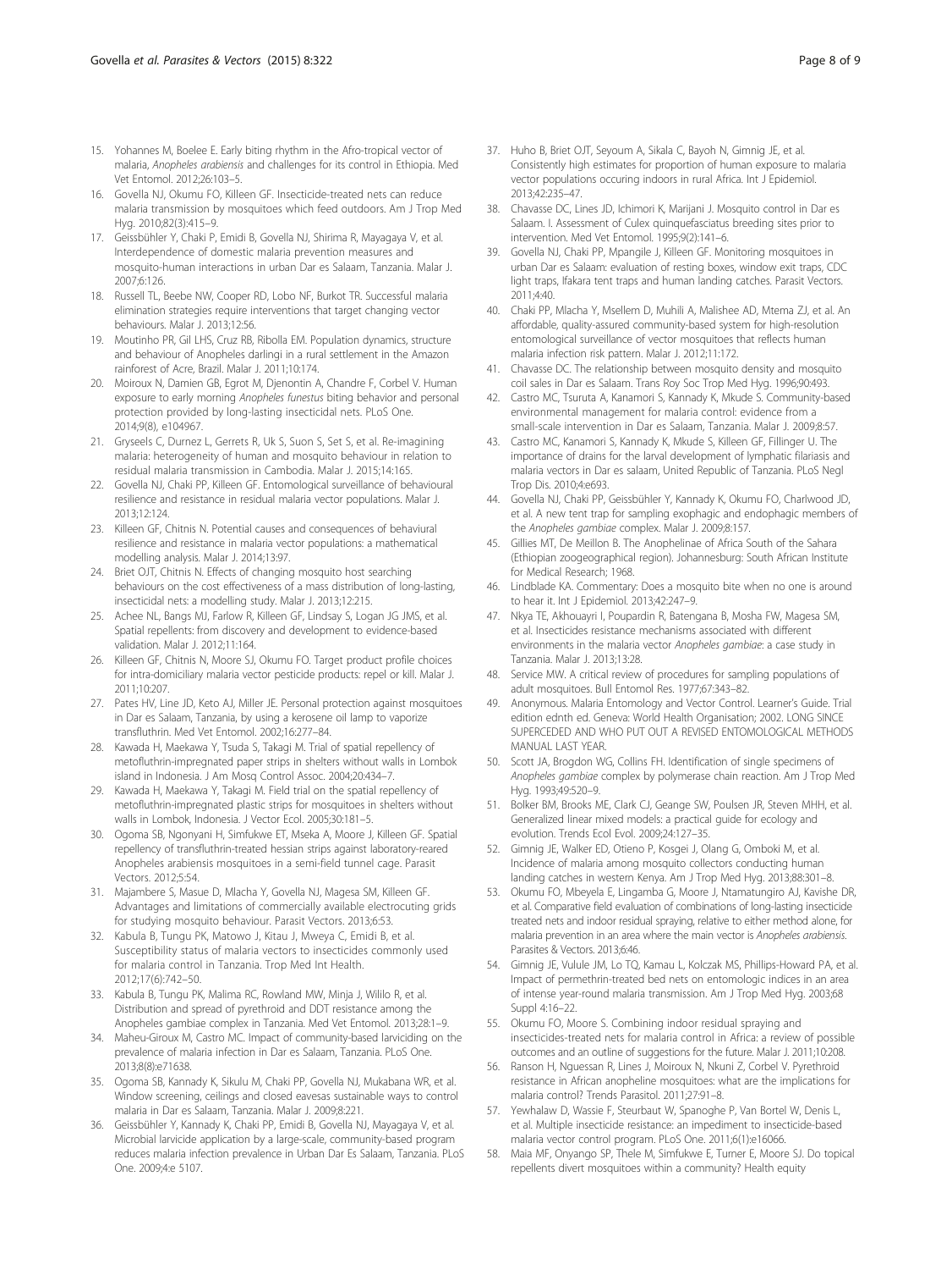15. Yohannes M, Boelee E. Early biting rhythm in the Afro-tropical vector of malaria, *Anopheles arabiensis* and challenges for its control in Ethiopia. Med Vet Entomol. 2012;26:103–5.
16. Govella NJ, Okumu FO, Killeen GF. Insecticide-treated nets can reduce malaria transmission by mosquitoes which feed outdoors. Am J Trop Med Hyg. 2010;82(3):415–9.
17. Geissbühler Y, Chaki P, Emidi B, Govella NJ, Shirima R, Mayagaya V, et al. Interdependence of domestic malaria prevention measures and mosquito-human interactions in urban Dar es Salaam, Tanzania. Malar J. 2007;6:126.
18. Russell TL, Beebe NW, Cooper RD, Lobo NF, Burkot TR. Successful malaria elimination strategies require interventions that target changing vector behaviours. Malar J. 2013;12:56.
19. Moutinho PR, Gil LHS, Cruz RB, Ribolla EM. Population dynamics, structure and behaviour of Anopheles darlingi in a rural settlement in the Amazon rainforest of Acre, Brazil. Malar J. 2011;10:174.
20. Moiroux N, Damien GB, Egrot M, Djenontin A, Chandre F, Corbel V. Human exposure to early morning *Anopheles funestus* biting behavior and personal protection provided by long-lasting insecticidal nets. PLoS One. 2014;9(8), e104967.
21. Gryseels C, Durnez L, Gerrets R, Uk S, Suon S, Set S, et al. Re-imagining malaria: heterogeneity of human and mosquito behaviour in relation to residual malaria transmission in Cambodia. Malar J. 2015;14:165.
22. Govella NJ, Chaki PP, Killeen GF. Entomological surveillance of behavioural resilience and resistance in residual malaria vector populations. Malar J. 2013;12:124.
23. Killeen GF, Chitnis N. Potential causes and consequences of behaviural resilience and resistance in malaria vector populations: a mathematical modelling analysis. Malar J. 2014;13:97.
24. Briet OJT, Chitnis N. Effects of changing mosquito host searching behaviours on the cost effectiveness of a mass distribution of long-lasting, insecticidal nets: a modelling study. Malar J. 2013;12:215.
25. Achee NL, Bangs MJ, Farlow R, Killeen GF, Lindsay S, Logan JG JMS, et al. Spatial repellents: from discovery and development to evidence-based validation. Malar J. 2012;11:164.
26. Killeen GF, Chitnis N, Moore SJ, Okumu FO. Target product profile choices for intra-domiciliary malaria vector pesticide products: repel or kill. Malar J. 2011;10:207.
27. Pates HV, Line JD, Keto AJ, Miller JE. Personal protection against mosquitoes in Dar es Salaam, Tanzania, by using a kerosene oil lamp to vaporize transfluthrin. Med Vet Entomol. 2002;16:277–84.
28. Kawada H, Maekawa Y, Tsuda S, Takagi M. Trial of spatial repellency of metofluthrin-impregnated paper strips in shelters without walls in Lombok island in Indonesia. J Am Mosq Control Assoc. 2004;20:434–7.
29. Kawada H, Maekawa Y, Takagi M. Field trial on the spatial repellency of metofluthrin-impregnated plastic strips for mosquitoes in shelters without walls in Lombok, Indonesia. J Vector Ecol. 2005;30:181–5.
30. Ogoma SB, Ngonyani H, Simfukwe ET, Mseka A, Moore J, Killeen GF. Spatial repellency of transfluthrin-treated hessian strips against laboratory-reared Anopheles arabiensis mosquitoes in a semi-field tunnel cage. Parasit Vectors. 2012;5:54.
31. Majambere S, Masue D, Mlacha Y, Govella NJ, Magesa SM, Killeen GF. Advantages and limitations of commercially available electrocuting grids for studying mosquito behaviour. Parasit Vectors. 2013;6:53.
32. Kabula B, Tungu PK, Matowo J, Kitau J, Mweya C, Emidi B, et al. Susceptibility status of malaria vectors to insecticides commonly used for malaria control in Tanzania. Trop Med Int Health. 2012;17(6):742–50.
33. Kabula B, Tungu PK, Malima RC, Rowland MW, Minja J, Wililo R, et al. Distribution and spread of pyrethroid and DDT resistance among the Anopheles gambiae complex in Tanzania. Med Vet Entomol. 2013;28:1–9.
34. Maheu-Giroux M, Castro MC. Impact of community-based larviciding on the prevalence of malaria infection in Dar es Salaam, Tanzania. PLoS One. 2013;8(8):e71638.
35. Ogoma SB, Kannady K, Sikulu M, Chaki PP, Govella NJ, Mukabana WR, et al. Window screening, ceilings and closed eavesas sustainable ways to control malaria in Dar es Salaam, Tanzania. Malar J. 2009;8:221.
36. Geissbühler Y, Kannady K, Chaki PP, Emidi B, Govella NJ, Mayagaya V, et al. Microbial larvicide application by a large-scale, community-based program reduces malaria infection prevalence in Urban Dar Es Salaam, Tanzania. PLoS One. 2009;4:e 5107.
37. Huho B, Briet OJT, Seyoum A, Sikala C, Bayoh N, Gimnig JE, et al. Consistently high estimates for proportion of human exposure to malaria vector populations occuring indoors in rural Africa. Int J Epidemiol. 2013;42:235–47.
38. Chavasse DC, Lines JD, Ichimori K, Marijani J. Mosquito control in Dar es Salaam. I. Assessment of Culex quinquefasciatus breeding sites prior to intervention. Med Vet Entomol. 1995;9(2):141–6.
39. Govella NJ, Chaki PP, Mpangile J, Killeen GF. Monitoring mosquitoes in urban Dar es Salaam: evaluation of resting boxes, window exit traps, CDC light traps, Ifakara tent traps and human landing catches. Parasit Vectors. 2011;4:40.
40. Chaki PP, Mlacha Y, Msellem D, Muhili A, Malishee AD, Mtema ZJ, et al. An affordable, quality-assured community-based system for high-resolution entomological surveillance of vector mosquitoes that reflects human malaria infection risk pattern. Malar J. 2012;11:172.
41. Chavasse DC. The relationship between mosquito density and mosquito coil sales in Dar es Salaam. Trans Roy Soc Trop Med Hyg. 1996;90:493.
42. Castro MC, Tsuruta A, Kanamori S, Kannady K, Mkude S. Community-based environmental management for malaria control: evidence from a small-scale intervention in Dar es Salaam, Tanzania. Malar J. 2009;8:57.
43. Castro MC, Kanamori S, Kannady K, Mkude S, Killeen GF, Fillinger U. The importance of drains for the larval development of lymphatic filariasis and malaria vectors in Dar es salaam, United Republic of Tanzania. PLoS Negl Trop Dis. 2010;4:e693.
44. Govella NJ, Chaki PP, Geissbühler Y, Kannady K, Okumu FO, Charlwood JD, et al. A new tent trap for sampling exophagic and endophagic members of the *Anopheles gambiae* complex. Malar J. 2009;8:157.
45. Gillies MT, De Meillon B. The Anophelinae of Africa South of the Sahara (Ethiopian zoogeographical region). Johannesburg: South African Institute for Medical Research; 1968.
46. Lindblade KA. Commentary: Does a mosquito bite when no one is around to hear it. Int J Epidemiol. 2013;42:247–9.
47. Nkya TE, Akhouayri I, Poupardin R, Batengana B, Mosha FW, Magesa SM, et al. Insecticides resistance mechanisms associated with different environments in the malaria vector *Anopheles gambiae*: a case study in Tanzania. Malar J. 2013;13:28.
48. Service MW. A critical review of procedures for sampling populations of adult mosquitoes. Bull Entomol Res. 1977;67:343–82.
49. Anonymous. Malaria Entomology and Vector Control. Learner's Guide. Trial edition ednth ed. Geneva: World Health Organisation; 2002. LONG SINCE SUPERCEDED AND WHO PUT OUT A REVISED ENTOMOLOGICAL METHODS MANUAL LAST YEAR.
50. Scott JA, Brogdon WG, Collins FH. Identification of single specimens of *Anopheles gambiae* complex by polymerase chain reaction. Am J Trop Med Hyg. 1993;49:520–9.
51. Bolker BM, Brooks ME, Clark CJ, Geange SW, Poulsen JR, Steven MHH, et al. Generalized linear mixed models: a practical guide for ecology and evolution. Trends Ecol Evol. 2009;24:127–35.
52. Gimnig JE, Walker ED, Otieno P, Kosgei J, Olang G, Omboki M, et al. Incidence of malaria among mosquito collectors conducting human landing catches in western Kenya. Am J Trop Med Hyg. 2013;88:301–8.
53. Okumu FO, Mbeyela E, Lingamba G, Moore J, Ntamatungiro AJ, Kavishe DR, et al. Comparative field evaluation of combinations of long-lasting insecticide treated nets and indoor residual spraying, relative to either method alone, for malaria prevention in an area where the main vector is *Anopheles arabiensis*. Parasites & Vectors. 2013;6:46.
54. Gimnig JE, Vulule JM, Lo TQ, Kamau L, Kolczak MS, Phillips-Howard PA, et al. Impact of permethrin-treated bed nets on entomologic indices in an area of intense year-round malaria transmission. Am J Trop Med Hyg. 2003;68 Suppl 4:16–22.
55. Okumu FO, Moore S. Combining indoor residual spraying and insecticides-treated nets for malaria control in Africa: a review of possible outcomes and an outline of suggestions for the future. Malar J. 2011;10:208.
56. Ranson H, Nguessan R, Lines J, Moiroux N, Nkuni Z, Corbel V. Pyrethroid resistance in African anopheline mosquitoes: what are the implications for malaria control? Trends Parasitol. 2011;27:91–8.
57. Yewhalaw D, Wassie F, Steurbaut W, Spanoghe P, Van Bortel W, Denis L, et al. Multiple insecticide resistance: an impediment to insecticide-based malaria vector control program. PLoS One. 2011;6(1):e16066.
58. Maia MF, Onyango SP, Thele M, Simfukwe E, Turner E, Moore SJ. Do topical repellents divert mosquitoes within a community? Health equity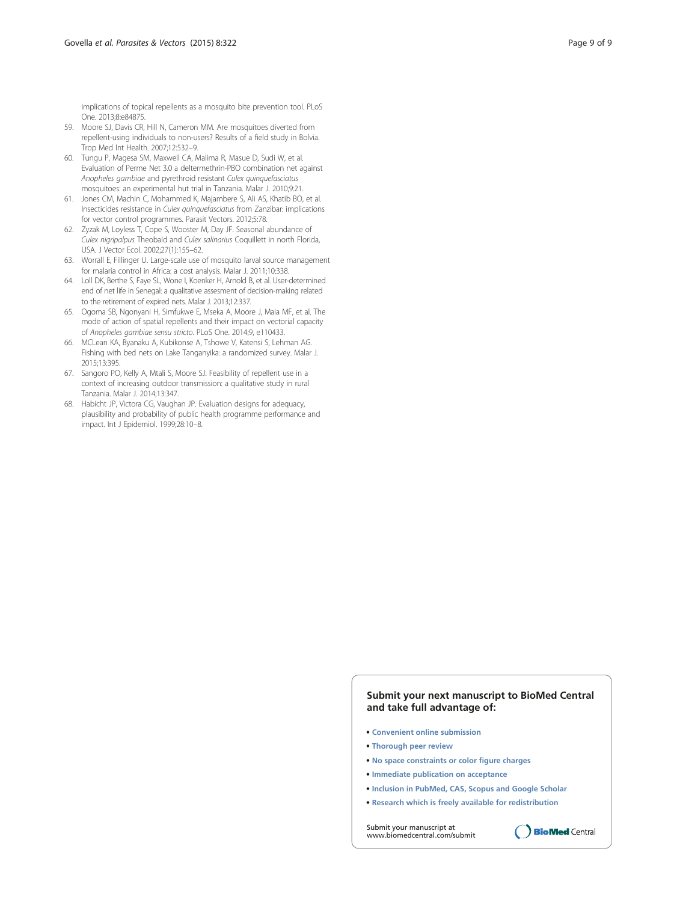implications of topical repellents as a mosquito bite prevention tool. PLoS One. 2013;8:e84875.

59. Moore SJ, Davis CR, Hill N, Cameron MM. Are mosquitoes diverted from repellent-using individuals to non-users? Results of a field study in Bolvia. Trop Med Int Health. 2007;12:532–9.
60. Tungu P, Magesa SM, Maxwell CA, Malima R, Masue D, Sudi W, et al. Evaluation of Perme Net 3.0 a deltermethrin-PBO combination net against *Anopheles gambiae* and pyrethroid resistant *Culex quinquefasciatus* mosquitoes: an experimental hut trial in Tanzania. Malar J. 2010;9:21.
61. Jones CM, Machin C, Mohammed K, Majambere S, Ali AS, Khatib BO, et al. Insecticides resistance in *Culex quinquefasciatus* from Zanzibar: implications for vector control programmes. Parasit Vectors. 2012;5:78.
62. Zyzak M, Loyless T, Cope S, Wooster M, Day JF. Seasonal abundance of *Culex nigripalpus* Theobald and *Culex salinarius* Coquillett in north Florida, USA. J Vector Ecol. 2002;27(1):155–62.
63. Worrall E, Fillinger U. Large-scale use of mosquito larval source management for malaria control in Africa: a cost analysis. Malar J. 2011;10:338.
64. Loll DK, Berthe S, Faye SL, Wone I, Koenker H, Arnold B, et al. User-determined end of net life in Senegal: a qualitative assesment of decision-making related to the retirement of expired nets. Malar J. 2013;12:337.
65. Ogoma SB, Ngonyani H, Simfukwe E, Mseka A, Moore J, Maia MF, et al. The mode of action of spatial repellents and their impact on vectorial capacity of *Anopheles gambiae sensu stricto*. PLoS One. 2014;9, e110433.
66. MCLean KA, Byanaku A, Kubikonse A, Tshowe V, Katensi S, Lehman AG. Fishing with bed nets on Lake Tanganyika: a randomized survey. Malar J. 2015;13:395.
67. Sangoro PO, Kelly A, Mtali S, Moore SJ. Feasibility of repellent use in a context of increasing outdoor transmission: a qualitative study in rural Tanzania. Malar J. 2014;13:347.
68. Habicht JP, Victora CG, Vaughan JP. Evaluation designs for adequacy, plausibility and probability of public health programme performance and impact. Int J Epidemiol. 1999;28:10–8.

**Submit your next manuscript to BioMed Central and take full advantage of:**

- **Convenient online submission**
- **Thorough peer review**
- **No space constraints or color figure charges**
- **Immediate publication on acceptance**
- **Inclusion in PubMed, CAS, Scopus and Google Scholar**
- **Research which is freely available for redistribution**

Submit your manuscript at www.biomedcentral.com/submit

BioMed Central